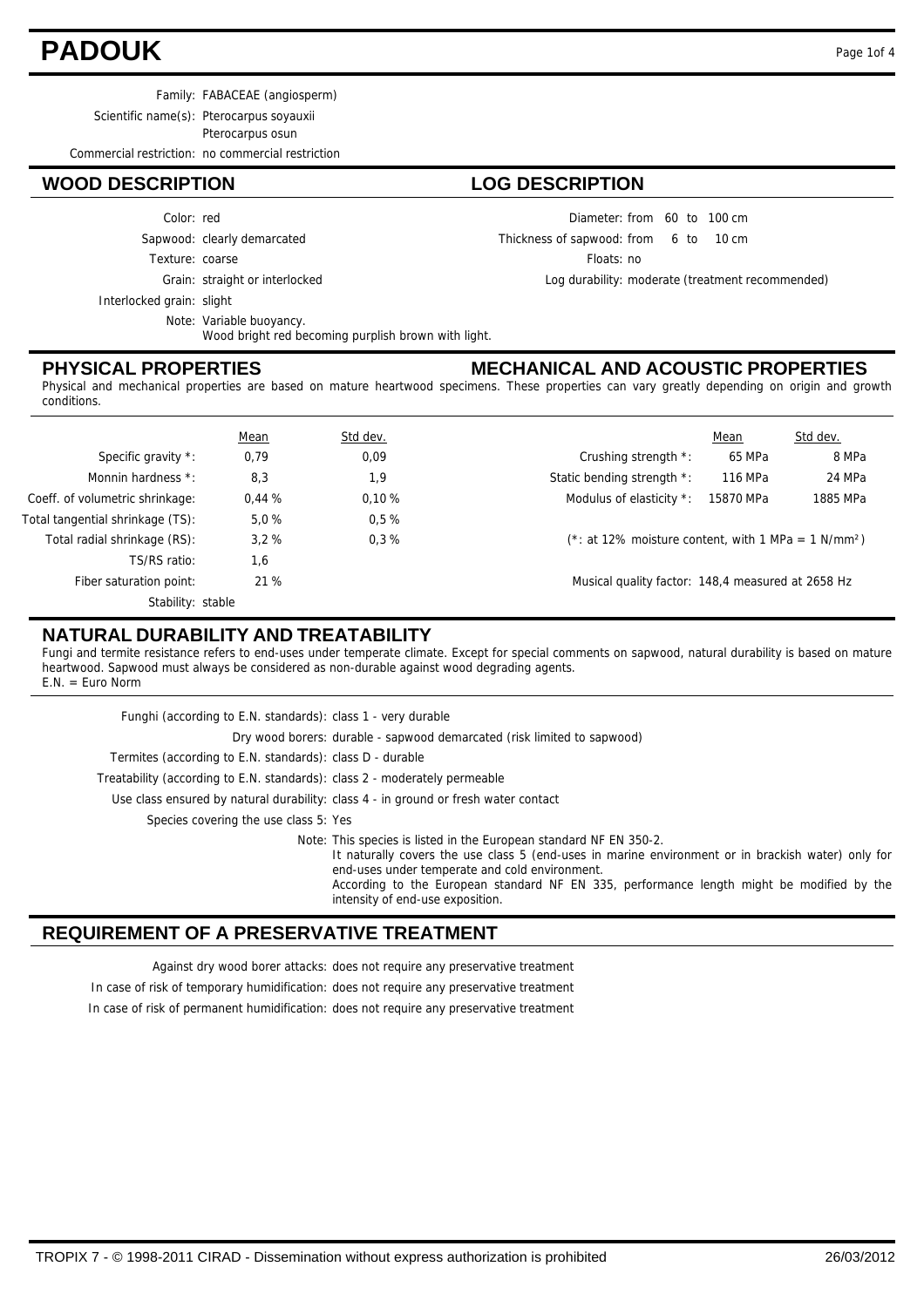# PADOUK

Family: FABACEAE (angiosperm)
Scientific name(s): Pterocarpus soyauxii
Pterocarpus osun
Commercial restriction: no commercial restriction

## WOOD DESCRIPTION

Color: red
Sapwood: clearly demarcated
Texture: coarse
Grain: straight or interlocked
Interlocked grain: slight
Note: Variable buoyancy.
Wood bright red becoming purplish brown with light.

## LOG DESCRIPTION

Diameter: from 60 to 100 cm
Thickness of sapwood: from 6 to 10 cm
Floats: no
Log durability: moderate (treatment recommended)

## PHYSICAL PROPERTIES

Physical and mechanical properties are based on mature heartwood specimens. These properties can vary greatly depending on origin and growth conditions.

| | Mean | Std dev. |
|---|---|---|
| Specific gravity *: | 0,79 | 0,09 |
| Monnin hardness *: | 8,3 | 1,9 |
| Coeff. of volumetric shrinkage: | 0,44 % | 0,10 % |
| Total tangential shrinkage (TS): | 5,0 % | 0,5 % |
| Total radial shrinkage (RS): | 3,2 % | 0,3 % |
| TS/RS ratio: | 1,6 | |
| Fiber saturation point: | 21 % | |
| Stability: stable | | |

## MECHANICAL AND ACOUSTIC PROPERTIES

| | Mean | Std dev. |
|---|---|---|
| Crushing strength *: | 65 MPa | 8 MPa |
| Static bending strength *: | 116 MPa | 24 MPa |
| Modulus of elasticity *: | 15870 MPa | 1885 MPa |

(*: at 12% moisture content, with 1 MPa = 1 N/mm²)

Musical quality factor: 148,4 measured at 2658 Hz

## NATURAL DURABILITY AND TREATABILITY

Fungi and termite resistance refers to end-uses under temperate climate. Except for special comments on sapwood, natural durability is based on mature heartwood. Sapwood must always be considered as non-durable against wood degrading agents.
E.N. = Euro Norm

Funghi (according to E.N. standards): class 1 - very durable
Dry wood borers: durable - sapwood demarcated (risk limited to sapwood)
Termites (according to E.N. standards): class D - durable
Treatability (according to E.N. standards): class 2 - moderately permeable
Use class ensured by natural durability: class 4 - in ground or fresh water contact
Species covering the use class 5: Yes
Note: This species is listed in the European standard NF EN 350-2.
It naturally covers the use class 5 (end-uses in marine environment or in brackish water) only for end-uses under temperate and cold environment.
According to the European standard NF EN 335, performance length might be modified by the intensity of end-use exposition.

## REQUIREMENT OF A PRESERVATIVE TREATMENT

Against dry wood borer attacks: does not require any preservative treatment
In case of risk of temporary humidification: does not require any preservative treatment
In case of risk of permanent humidification: does not require any preservative treatment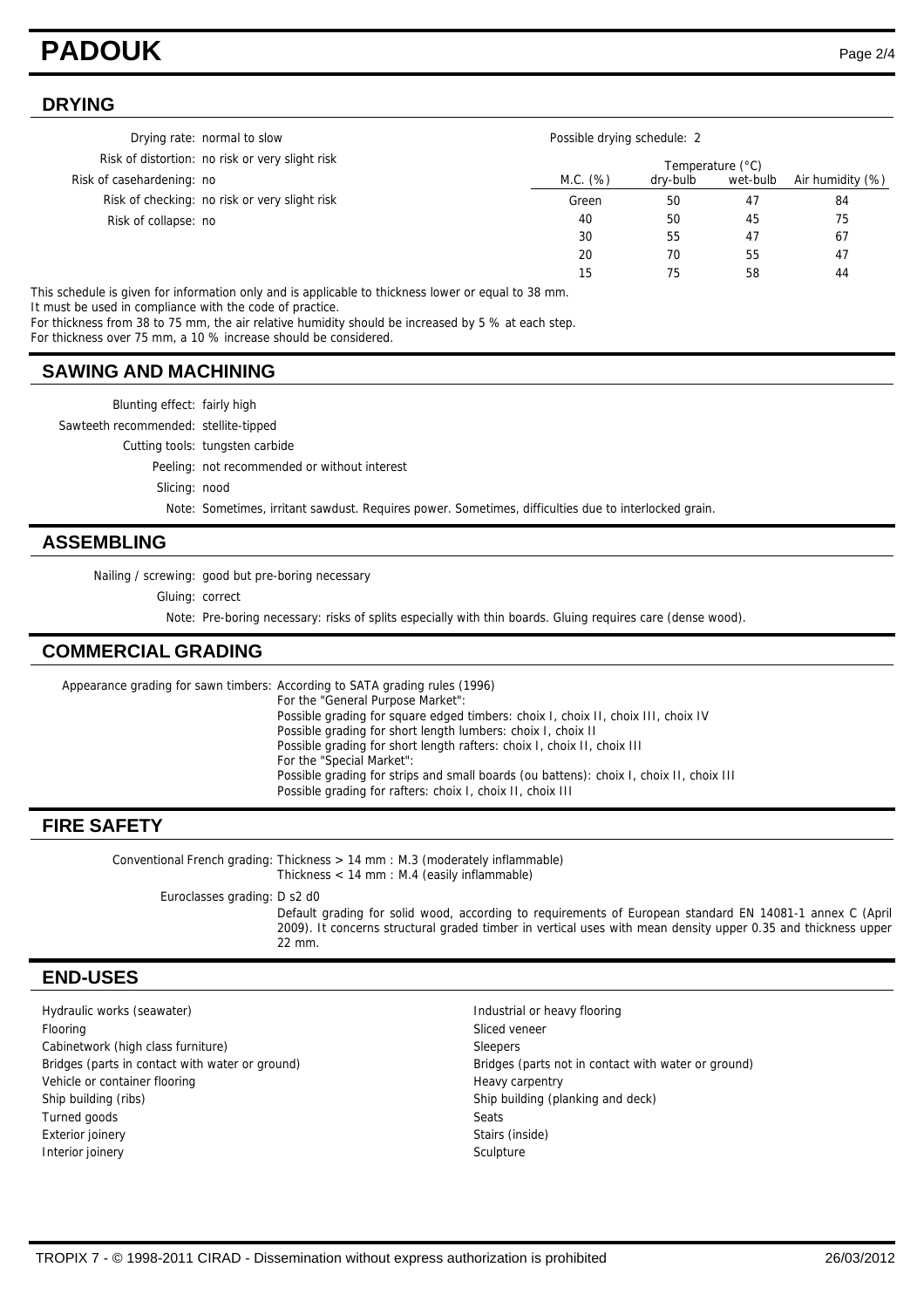# PADOUK

## DRYING

Drying rate: normal to slow

Risk of distortion: no risk or very slight risk

Risk of casehardening: no

Risk of checking: no risk or very slight risk

Risk of collapse: no

Possible drying schedule: 2

| | Temperature (°C) | | |
|---|---|---|---|
| M.C. (%) | dry-bulb | wet-bulb | Air humidity (%) |
| Green | 50 | 47 | 84 |
| 40 | 50 | 45 | 75 |
| 30 | 55 | 47 | 67 |
| 20 | 70 | 55 | 47 |
| 15 | 75 | 58 | 44 |

This schedule is given for information only and is applicable to thickness lower or equal to 38 mm.
It must be used in compliance with the code of practice.
For thickness from 38 to 75 mm, the air relative humidity should be increased by 5 % at each step.
For thickness over 75 mm, a 10 % increase should be considered.

## SAWING AND MACHINING

Blunting effect: fairly high

Sawteeth recommended: stellite-tipped

Cutting tools: tungsten carbide

Peeling: not recommended or without interest

Slicing: nood

Note: Sometimes, irritant sawdust. Requires power. Sometimes, difficulties due to interlocked grain.

## ASSEMBLING

Nailing / screwing: good but pre-boring necessary

Gluing: correct

Note: Pre-boring necessary: risks of splits especially with thin boards. Gluing requires care (dense wood).

## COMMERCIAL GRADING

Appearance grading for sawn timbers: According to SATA grading rules (1996)
For the "General Purpose Market":
Possible grading for square edged timbers: choix I, choix II, choix III, choix IV
Possible grading for short length lumbers: choix I, choix II
Possible grading for short length rafters: choix I, choix II, choix III
For the "Special Market":
Possible grading for strips and small boards (ou battens): choix I, choix II, choix III
Possible grading for rafters: choix I, choix II, choix III

## FIRE SAFETY

Conventional French grading: Thickness > 14 mm : M.3 (moderately inflammable)
Thickness < 14 mm : M.4 (easily inflammable)

Euroclasses grading: D s2 d0

Default grading for solid wood, according to requirements of European standard EN 14081-1 annex C (April 2009). It concerns structural graded timber in vertical uses with mean density upper 0.35 and thickness upper 22 mm.

## END-USES

- Hydraulic works (seawater)
- Flooring
- Cabinetwork (high class furniture)
- Bridges (parts in contact with water or ground)
- Vehicle or container flooring
- Ship building (ribs)
- Turned goods
- Exterior joinery
- Interior joinery
- Industrial or heavy flooring
- Sliced veneer
- Sleepers
- Bridges (parts not in contact with water or ground)
- Heavy carpentry
- Ship building (planking and deck)
- Seats
- Stairs (inside)
- Sculpture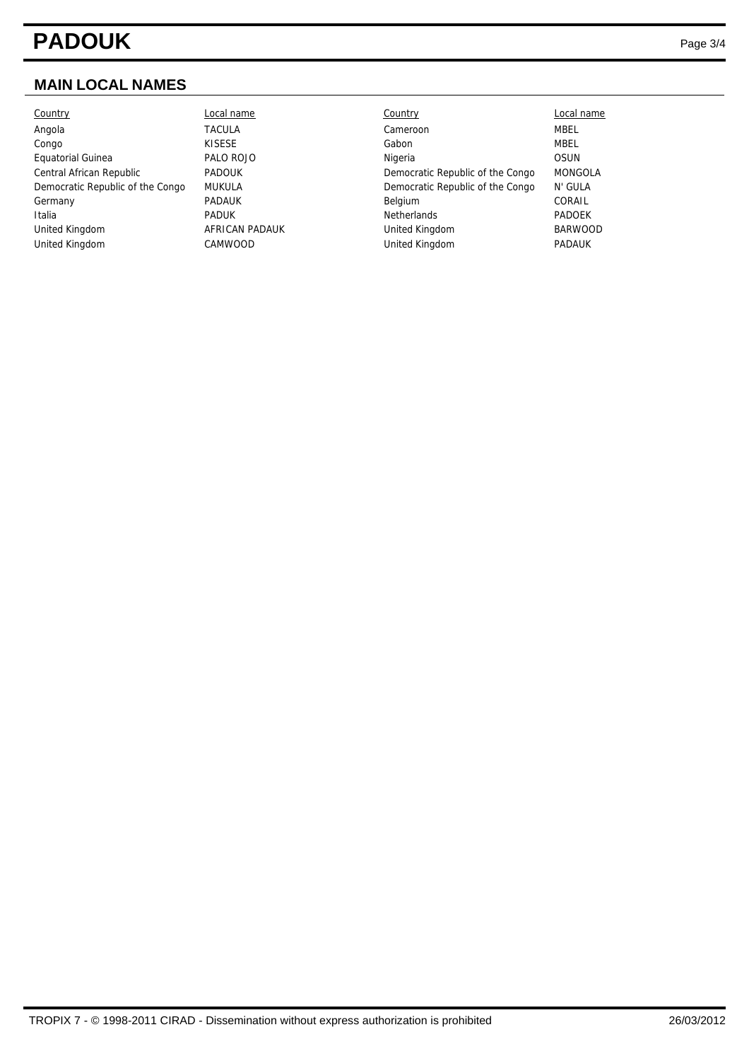# PADOUK

## MAIN LOCAL NAMES

| Country | Local name | Country | Local name |
|---|---|---|---|
| Angola | TACULA | Cameroon | MBEL |
| Congo | KISESE | Gabon | MBEL |
| Equatorial Guinea | PALO ROJO | Nigeria | OSUN |
| Central African Republic | PADOUK | Democratic Republic of the Congo | MONGOLA |
| Democratic Republic of the Congo | MUKULA | Democratic Republic of the Congo | N' GULA |
| Germany | PADAUK | Belgium | CORAIL |
| Italia | PADUK | Netherlands | PADOEK |
| United Kingdom | AFRICAN PADAUK | United Kingdom | BARWOOD |
| United Kingdom | CAMWOOD | United Kingdom | PADAUK |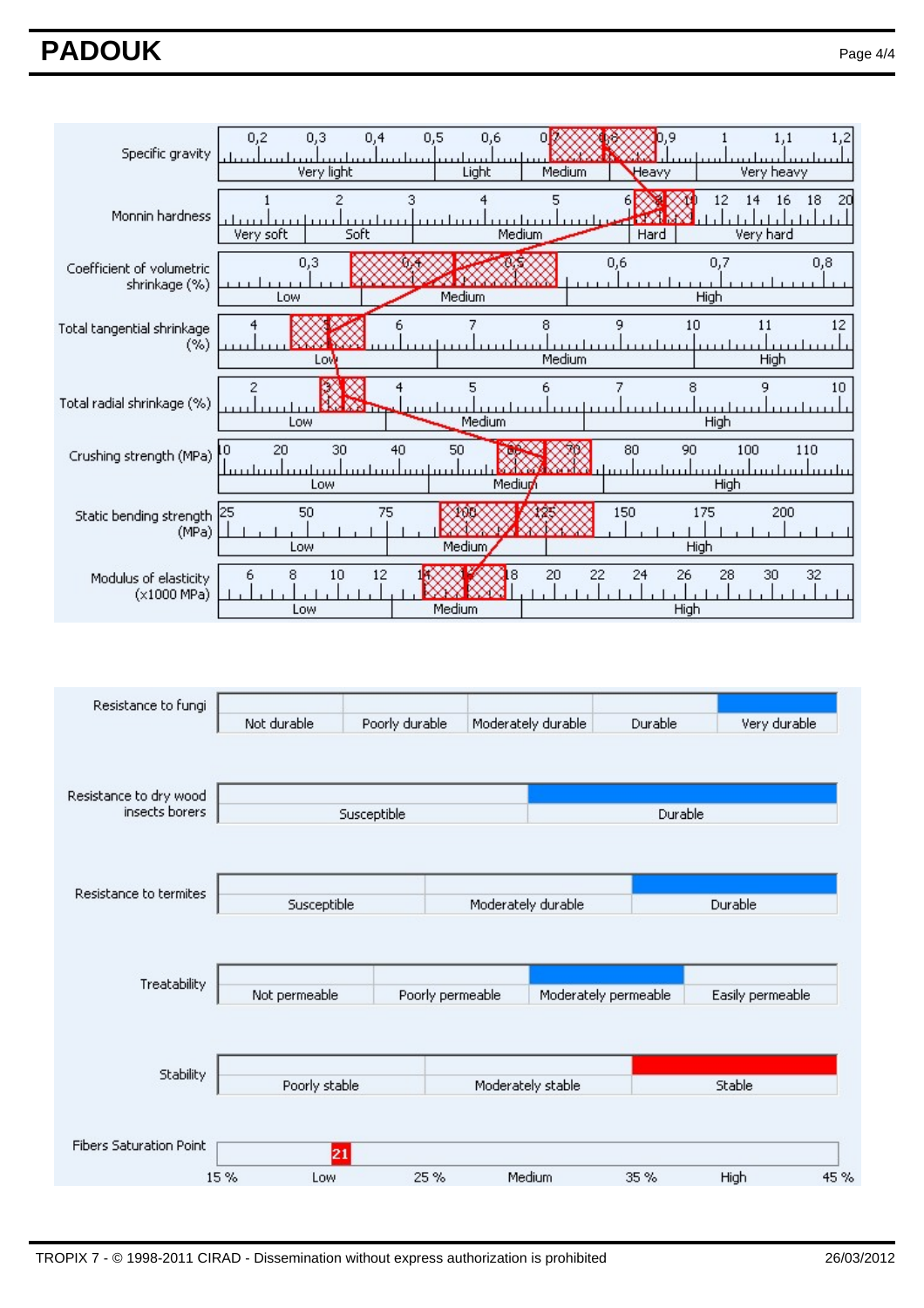# PADOUK

Specific gravity
0,2 0,3 0,4 0,5 0,6 0,7 0,8 0,9 1 1,1 1,2
Very light Light Medium Heavy Very heavy

Monnin hardness
1 2 3 4 5 6 8 10 12 14 16 18 20
Very soft Soft Medium Hard Very hard

Coefficient of volumetric shrinkage (%)
0,3 0,4 0,5 0,6 0,7 0,8
Low Medium High

Total tangential shrinkage (%)
4 5 6 7 8 9 10 11 12
Low Medium High

Total radial shrinkage (%)
2 3 4 5 6 7 8 9 10
Low Medium High

Crushing strength (MPa)
10 20 30 40 50 60 70 80 90 100 110
Low Medium High

Static bending strength (MPa)
25 50 75 100 125 150 175 200
Low Medium High

Modulus of elasticity (x1000 MPa)
6 8 10 12 14 16 18 20 22 24 26 28 30 32
Low Medium High

Resistance to fungi
Not durable Poorly durable Moderately durable Durable Very durable

Resistance to dry wood insects borers
Susceptible Durable

Resistance to termites
Susceptible Moderately durable Durable

Treatability
Not permeable Poorly permeable Moderately permeable Easily permeable

Stability
Poorly stable Moderately stable Stable

Fibers Saturation Point
21
15 % Low 25 % Medium 35 % High 45 %

TROPIX 7 - © 1998-2011 CIRAD - Dissemination without express authorization is prohibited 26/03/2012